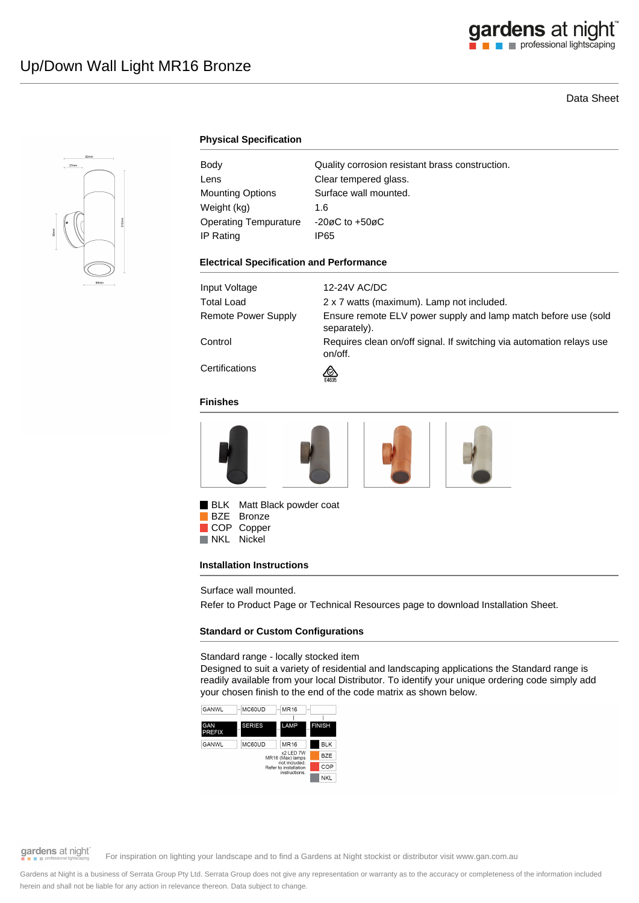# Up/Down Wall Light MR16 Bronze

Data Sheet

## Physical Specification

| Body | Quality corrosion resistant brass construction. |
|---|---|
| Lens | Clear tempered glass. |
| Mounting Options | Surface wall mounted. |
| Weight (kg) | 1.6 |
| Operating Tempurature | -20øC to +50øC |
| IP Rating | IP65 |

## Electrical Specification and Performance

| Input Voltage | 12-24V AC/DC |
|---|---|
| Total Load | 2 x 7 watts (maximum). Lamp not included. |
| Remote Power Supply | Ensure remote ELV power supply and lamp match before use (sold separately). |
| Control | Requires clean on/off signal. If switching via automation relays use on/off. |
| Certifications | E4635 |

## Finishes

- BLK Matt Black powder coat
- BZE Bronze
- COP Copper
- NKL Nickel

## Installation Instructions

Surface wall mounted.

Refer to Product Page or Technical Resources page to download Installation Sheet.

## Standard or Custom Configurations

Standard range - locally stocked item

Designed to suit a variety of residential and landscaping applications the Standard range is readily available from your local Distributor. To identify your unique ordering code simply add your chosen finish to the end of the code matrix as shown below.

| GAN PREFIX | SERIES | LAMP | FINISH |
|---|---|---|---|
| GANWL | MC60UD | MR16 | BLK |
| | | x2 LED 7W MR16 (Max) lamps not included. Refer to installation instructions. | BZE |
| | | | COP |
| | | | NKL |

For inspiration on lighting your landscape and to find a Gardens at Night stockist or distributor visit www.gan.com.au

Gardens at Night is a business of Serrata Group Pty Ltd. Serrata Group does not give any representation or warranty as to the accuracy or completeness of the information included herein and shall not be liable for any action in relevance thereon. Data subject to change.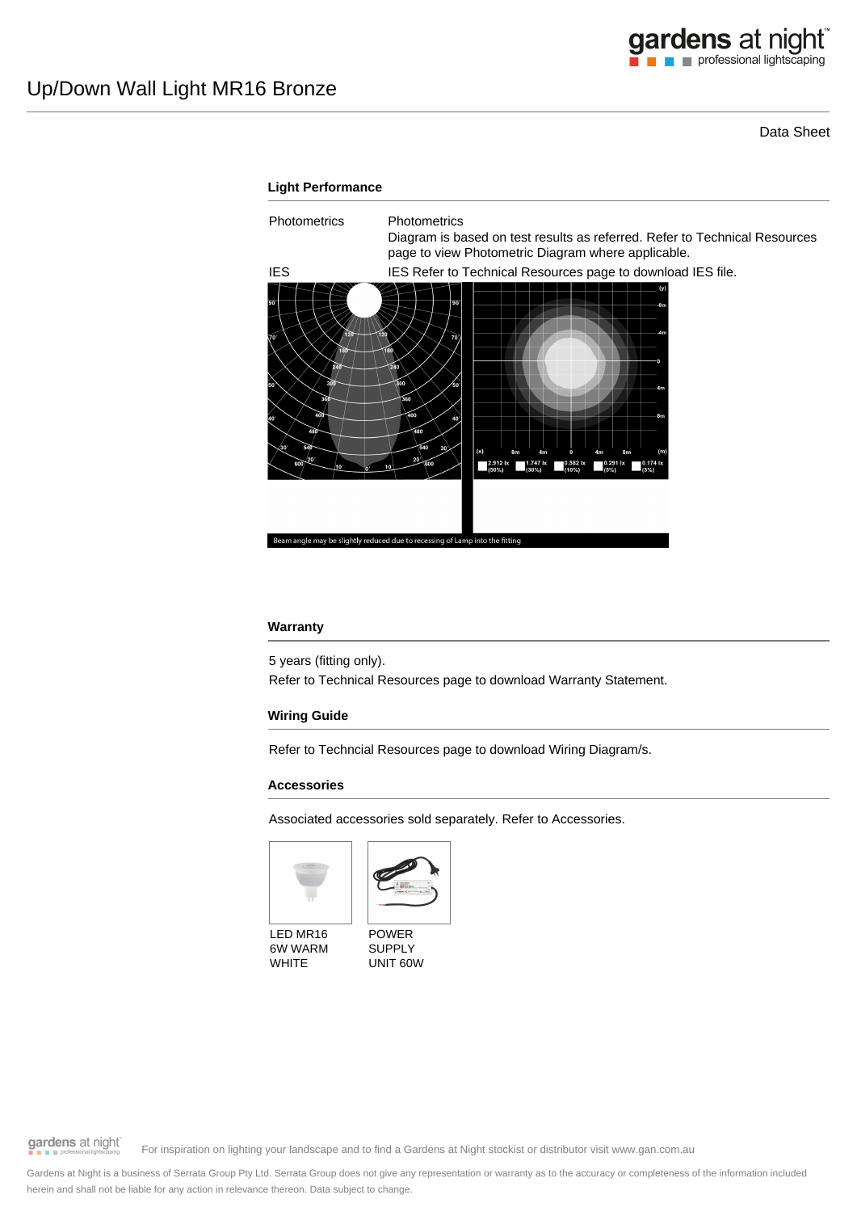# Up/Down Wall Light MR16 Bronze

Data Sheet

### Light Performance

| | |
|---|---|
| Photometrics | Photometrics<br>Diagram is based on test results as referred. Refer to Technical Resources page to view Photometric Diagram where applicable. |
| IES | IES Refer to Technical Resources page to download IES file. |

Beam angle may be slightly reduced due to recessing of Lamp into the fitting

### Warranty

5 years (fitting only).

Refer to Technical Resources page to download Warranty Statement.

### Wiring Guide

Refer to Techncial Resources page to download Wiring Diagram/s.

### Accessories

Associated accessories sold separately. Refer to Accessories.

LED MR16 6W WARM WHITE

POWER SUPPLY UNIT 60W

For inspiration on lighting your landscape and to find a Gardens at Night stockist or distributor visit www.gan.com.au

Gardens at Night is a business of Serrata Group Pty Ltd. Serrata Group does not give any representation or warranty as to the accuracy or completeness of the information included herein and shall not be liable for any action in relevance thereon. Data subject to change.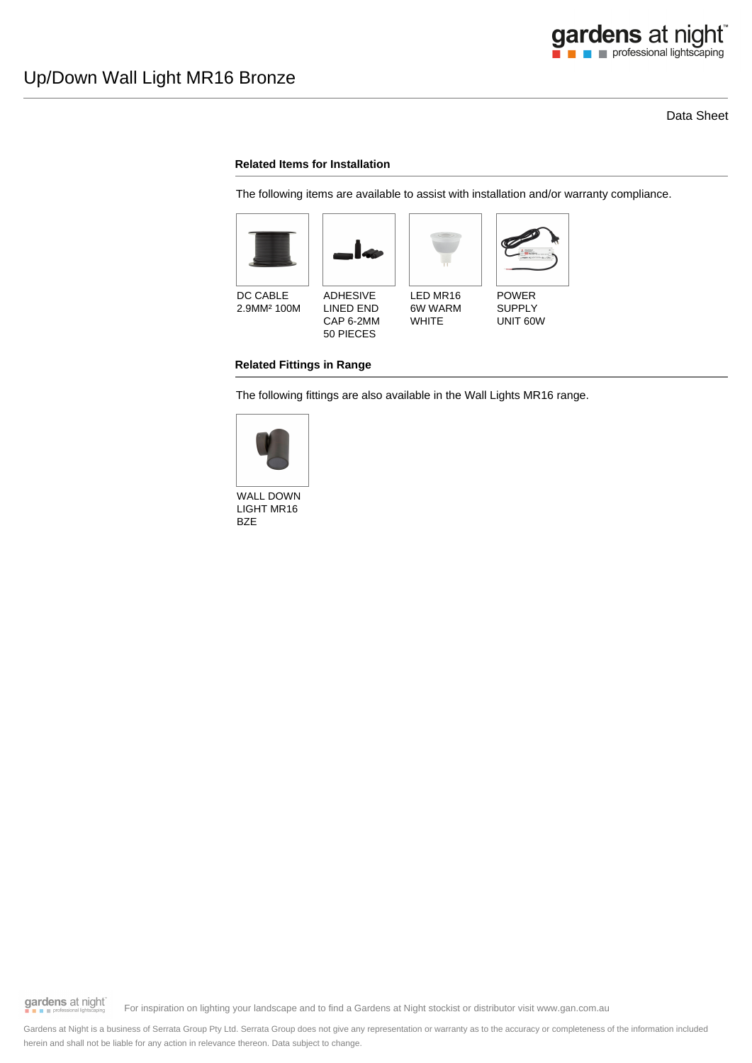# Up/Down Wall Light MR16 Bronze

Data Sheet

### Related Items for Installation

The following items are available to assist with installation and/or warranty compliance.

DC CABLE 2.9MM² 100M

ADHESIVE LINED END CAP 6-2MM 50 PIECES

LED MR16 6W WARM WHITE

POWER SUPPLY UNIT 60W

### Related Fittings in Range

The following fittings are also available in the Wall Lights MR16 range.

WALL DOWN LIGHT MR16 BZE

For inspiration on lighting your landscape and to find a Gardens at Night stockist or distributor visit www.gan.com.au

Gardens at Night is a business of Serrata Group Pty Ltd. Serrata Group does not give any representation or warranty as to the accuracy or completeness of the information included herein and shall not be liable for any action in relevance thereon. Data subject to change.